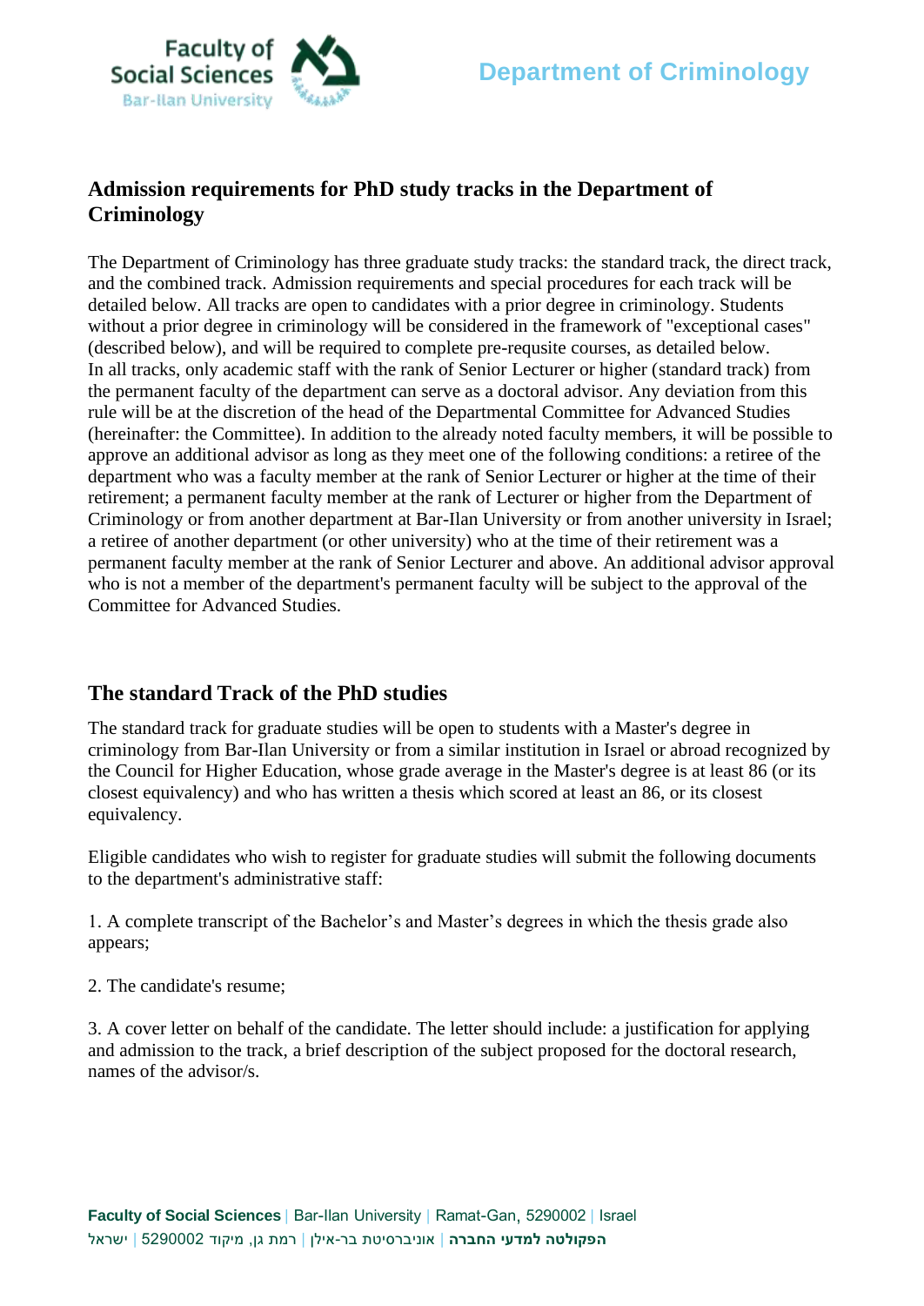# Department of Criminology

## Admission requirements for PhD study tracks in the Department of Criminology

The Department of Criminology has three graduate study tracks: the standard track, the direct track, and the combined track. Admission requirements and special procedures for each track will be detailed below. All tracks are open to candidates with a prior degree in criminology. Students without a prior degree in criminology will be considered in the framework of "exceptional cases" (described below), and will be required to complete pre-requsite courses, as detailed below. In all tracks, only academic staff with the rank of Senior Lecturer or higher (standard track) from the permanent faculty of the department can serve as a doctoral advisor. Any deviation from this rule will be at the discretion of the head of the Departmental Committee for Advanced Studies (hereinafter: the Committee). In addition to the already noted faculty members, it will be possible to approve an additional advisor as long as they meet one of the following conditions: a retiree of the department who was a faculty member at the rank of Senior Lecturer or higher at the time of their retirement; a permanent faculty member at the rank of Lecturer or higher from the Department of Criminology or from another department at Bar-Ilan University or from another university in Israel; a retiree of another department (or other university) who at the time of their retirement was a permanent faculty member at the rank of Senior Lecturer and above. An additional advisor approval who is not a member of the department's permanent faculty will be subject to the approval of the Committee for Advanced Studies.

## The standard Track of the PhD studies

The standard track for graduate studies will be open to students with a Master's degree in criminology from Bar-Ilan University or from a similar institution in Israel or abroad recognized by the Council for Higher Education, whose grade average in the Master's degree is at least 86 (or its closest equivalency) and who has written a thesis which scored at least an 86, or its closest equivalency.

Eligible candidates who wish to register for graduate studies will submit the following documents to the department's administrative staff:

1. A complete transcript of the Bachelor’s and Master’s degrees in which the thesis grade also appears;

2. The candidate's resume;

3. A cover letter on behalf of the candidate. The letter should include: a justification for applying and admission to the track, a brief description of the subject proposed for the doctoral research, names of the advisor/s.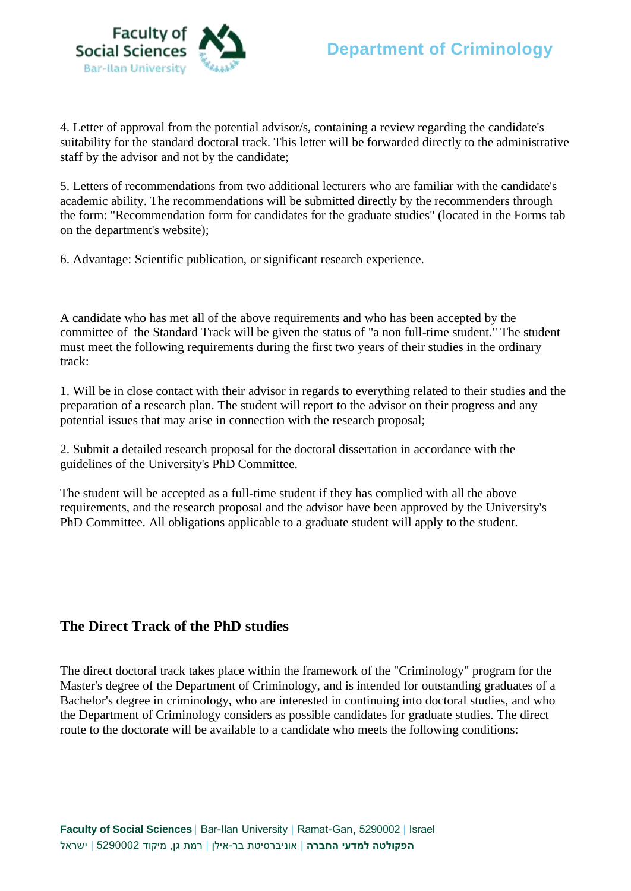4. Letter of approval from the potential advisor/s, containing a review regarding the candidate's suitability for the standard doctoral track. This letter will be forwarded directly to the administrative staff by the advisor and not by the candidate;

5. Letters of recommendations from two additional lecturers who are familiar with the candidate's academic ability. The recommendations will be submitted directly by the recommenders through the form: "Recommendation form for candidates for the graduate studies" (located in the Forms tab on the department's website);

6. Advantage: Scientific publication, or significant research experience.

A candidate who has met all of the above requirements and who has been accepted by the committee of the Standard Track will be given the status of "a non full-time student." The student must meet the following requirements during the first two years of their studies in the ordinary track:

1. Will be in close contact with their advisor in regards to everything related to their studies and the preparation of a research plan. The student will report to the advisor on their progress and any potential issues that may arise in connection with the research proposal;

2. Submit a detailed research proposal for the doctoral dissertation in accordance with the guidelines of the University's PhD Committee.

The student will be accepted as a full-time student if they has complied with all the above requirements, and the research proposal and the advisor have been approved by the University's PhD Committee. All obligations applicable to a graduate student will apply to the student.

## The Direct Track of the PhD studies

The direct doctoral track takes place within the framework of the "Criminology" program for the Master's degree of the Department of Criminology, and is intended for outstanding graduates of a Bachelor's degree in criminology, who are interested in continuing into doctoral studies, and who the Department of Criminology considers as possible candidates for graduate studies. The direct route to the doctorate will be available to a candidate who meets the following conditions: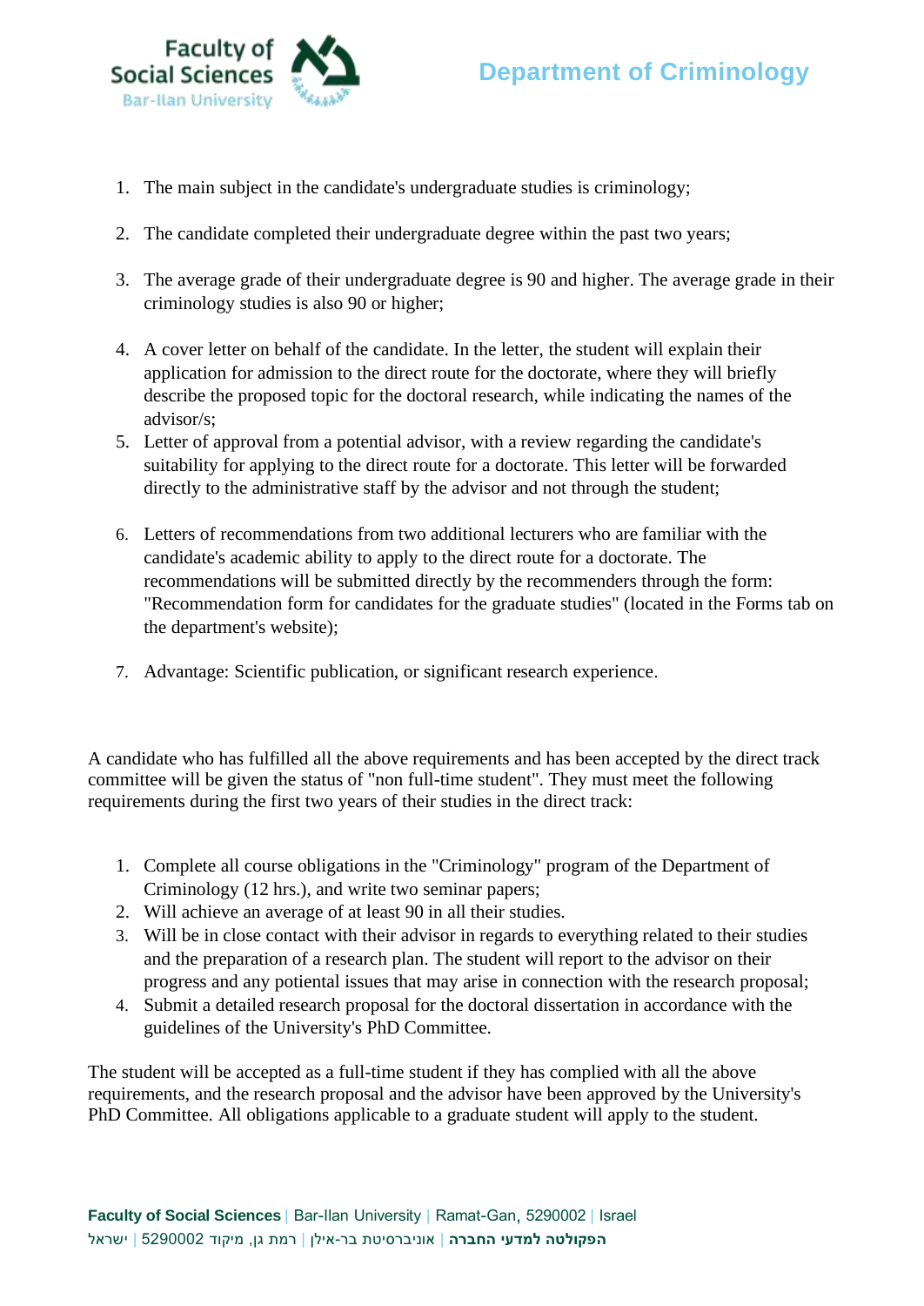1. The main subject in the candidate's undergraduate studies is criminology;

2. The candidate completed their undergraduate degree within the past two years;

3. The average grade of their undergraduate degree is 90 and higher. The average grade in their criminology studies is also 90 or higher;

4. A cover letter on behalf of the candidate. In the letter, the student will explain their application for admission to the direct route for the doctorate, where they will briefly describe the proposed topic for the doctoral research, while indicating the names of the advisor/s;
5. Letter of approval from a potential advisor, with a review regarding the candidate's suitability for applying to the direct route for a doctorate. This letter will be forwarded directly to the administrative staff by the advisor and not through the student;

6. Letters of recommendations from two additional lecturers who are familiar with the candidate's academic ability to apply to the direct route for a doctorate. The recommendations will be submitted directly by the recommenders through the form: "Recommendation form for candidates for the graduate studies" (located in the Forms tab on the department's website);

7. Advantage: Scientific publication, or significant research experience.

A candidate who has fulfilled all the above requirements and has been accepted by the direct track committee will be given the status of "non full-time student". They must meet the following requirements during the first two years of their studies in the direct track:

1. Complete all course obligations in the "Criminology" program of the Department of Criminology (12 hrs.), and write two seminar papers;
2. Will achieve an average of at least 90 in all their studies.
3. Will be in close contact with their advisor in regards to everything related to their studies and the preparation of a research plan. The student will report to the advisor on their progress and any potiental issues that may arise in connection with the research proposal;
4. Submit a detailed research proposal for the doctoral dissertation in accordance with the guidelines of the University's PhD Committee.

The student will be accepted as a full-time student if they has complied with all the above requirements, and the research proposal and the advisor have been approved by the University's PhD Committee. All obligations applicable to a graduate student will apply to the student.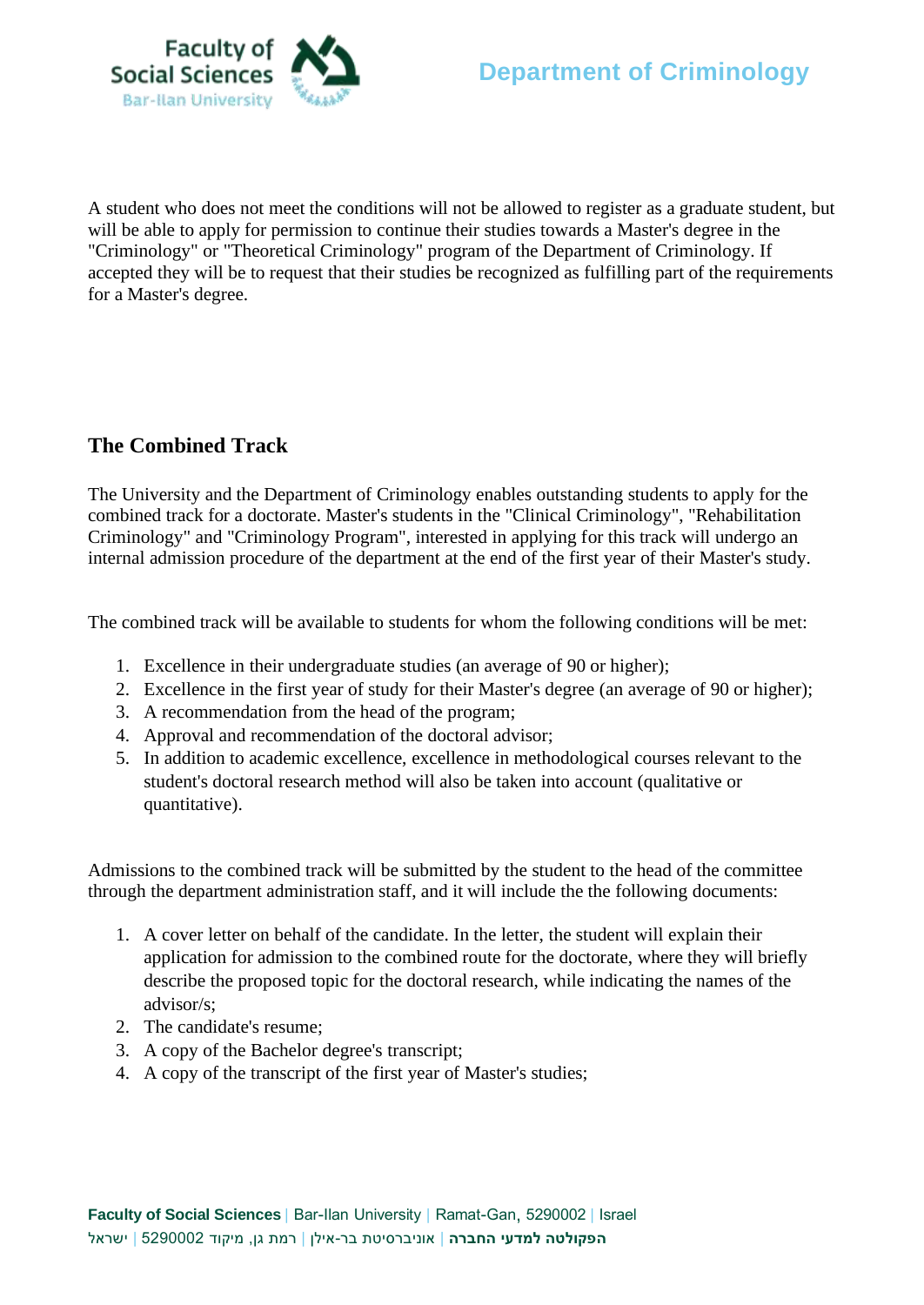A student who does not meet the conditions will not be allowed to register as a graduate student, but will be able to apply for permission to continue their studies towards a Master's degree in the "Criminology" or "Theoretical Criminology" program of the Department of Criminology. If accepted they will be to request that their studies be recognized as fulfilling part of the requirements for a Master's degree.

## The Combined Track

The University and the Department of Criminology enables outstanding students to apply for the combined track for a doctorate. Master's students in the "Clinical Criminology", "Rehabilitation Criminology" and "Criminology Program", interested in applying for this track will undergo an internal admission procedure of the department at the end of the first year of their Master's study.

The combined track will be available to students for whom the following conditions will be met:

1. Excellence in their undergraduate studies (an average of 90 or higher);
2. Excellence in the first year of study for their Master's degree (an average of 90 or higher);
3. A recommendation from the head of the program;
4. Approval and recommendation of the doctoral advisor;
5. In addition to academic excellence, excellence in methodological courses relevant to the student's doctoral research method will also be taken into account (qualitative or quantitative).

Admissions to the combined track will be submitted by the student to the head of the committee through the department administration staff, and it will include the the following documents:

1. A cover letter on behalf of the candidate. In the letter, the student will explain their application for admission to the combined route for the doctorate, where they will briefly describe the proposed topic for the doctoral research, while indicating the names of the advisor/s;
2. The candidate's resume;
3. A copy of the Bachelor degree's transcript;
4. A copy of the transcript of the first year of Master's studies;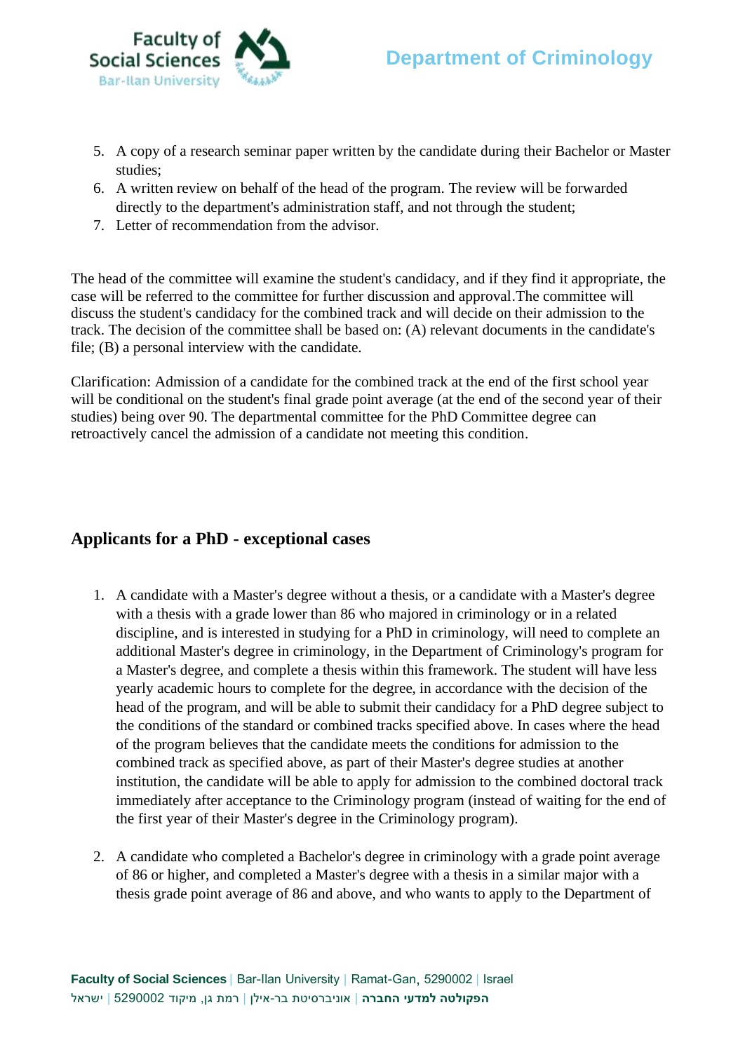5. A copy of a research seminar paper written by the candidate during their Bachelor or Master studies;
6. A written review on behalf of the head of the program. The review will be forwarded directly to the department's administration staff, and not through the student;
7. Letter of recommendation from the advisor.

The head of the committee will examine the student's candidacy, and if they find it appropriate, the case will be referred to the committee for further discussion and approval.The committee will discuss the student's candidacy for the combined track and will decide on their admission to the track. The decision of the committee shall be based on: (A) relevant documents in the candidate's file; (B) a personal interview with the candidate.

Clarification: Admission of a candidate for the combined track at the end of the first school year will be conditional on the student's final grade point average (at the end of the second year of their studies) being over 90. The departmental committee for the PhD Committee degree can retroactively cancel the admission of a candidate not meeting this condition.

## Applicants for a PhD - exceptional cases

1. A candidate with a Master's degree without a thesis, or a candidate with a Master's degree with a thesis with a grade lower than 86 who majored in criminology or in a related discipline, and is interested in studying for a PhD in criminology, will need to complete an additional Master's degree in criminology, in the Department of Criminology's program for a Master's degree, and complete a thesis within this framework. The student will have less yearly academic hours to complete for the degree, in accordance with the decision of the head of the program, and will be able to submit their candidacy for a PhD degree subject to the conditions of the standard or combined tracks specified above. In cases where the head of the program believes that the candidate meets the conditions for admission to the combined track as specified above, as part of their Master's degree studies at another institution, the candidate will be able to apply for admission to the combined doctoral track immediately after acceptance to the Criminology program (instead of waiting for the end of the first year of their Master's degree in the Criminology program).

2. A candidate who completed a Bachelor's degree in criminology with a grade point average of 86 or higher, and completed a Master's degree with a thesis in a similar major with a thesis grade point average of 86 and above, and who wants to apply to the Department of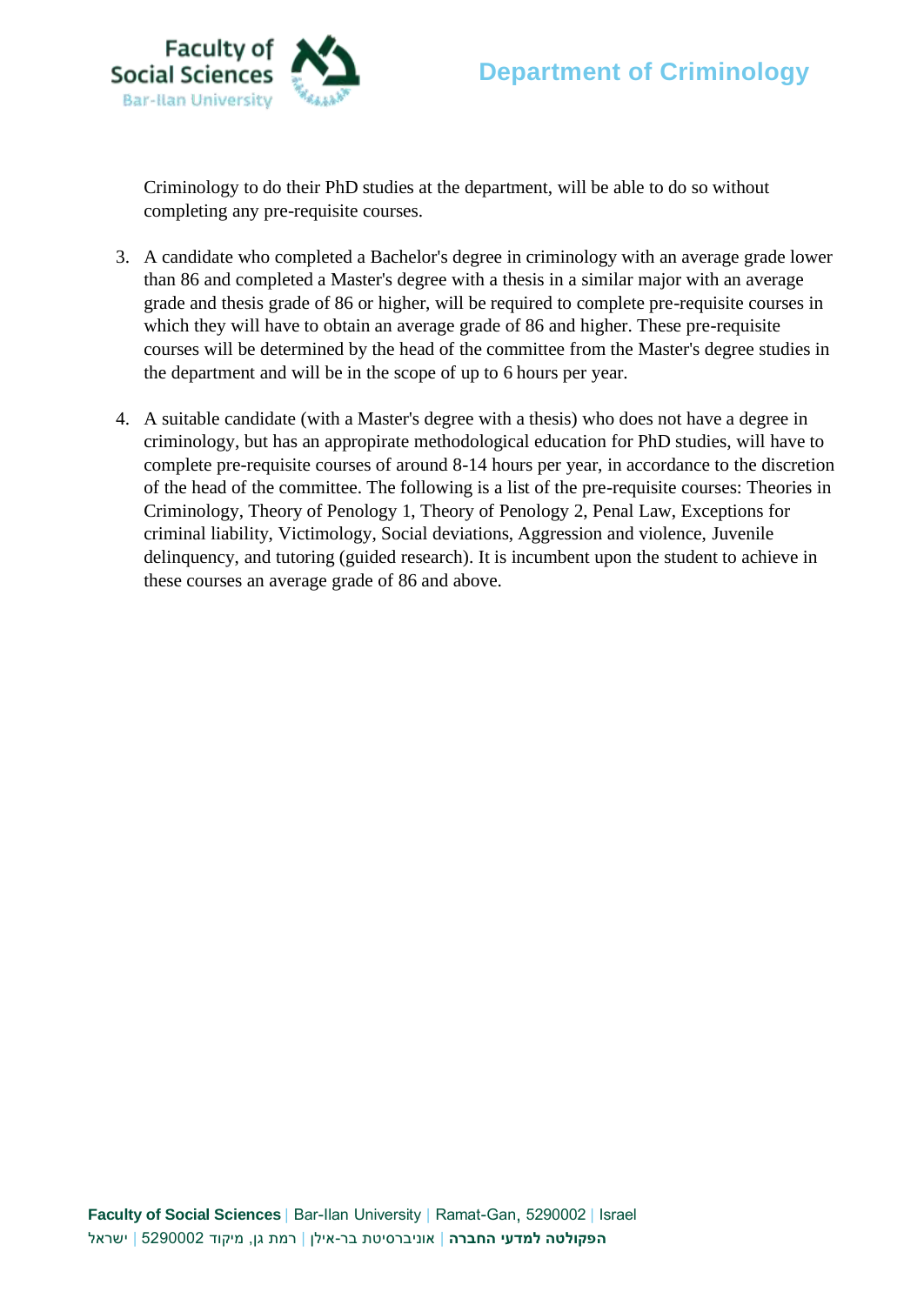Criminology to do their PhD studies at the department, will be able to do so without completing any pre-requisite courses.

3. A candidate who completed a Bachelor's degree in criminology with an average grade lower than 86 and completed a Master's degree with a thesis in a similar major with an average grade and thesis grade of 86 or higher, will be required to complete pre-requisite courses in which they will have to obtain an average grade of 86 and higher. These pre-requisite courses will be determined by the head of the committee from the Master's degree studies in the department and will be in the scope of up to 6 hours per year.

4. A suitable candidate (with a Master's degree with a thesis) who does not have a degree in criminology, but has an appropirate methodological education for PhD studies, will have to complete pre-requisite courses of around 8-14 hours per year, in accordance to the discretion of the head of the committee. The following is a list of the pre-requisite courses: Theories in Criminology, Theory of Penology 1, Theory of Penology 2, Penal Law, Exceptions for criminal liability, Victimology, Social deviations, Aggression and violence, Juvenile delinquency, and tutoring (guided research). It is incumbent upon the student to achieve in these courses an average grade of 86 and above.